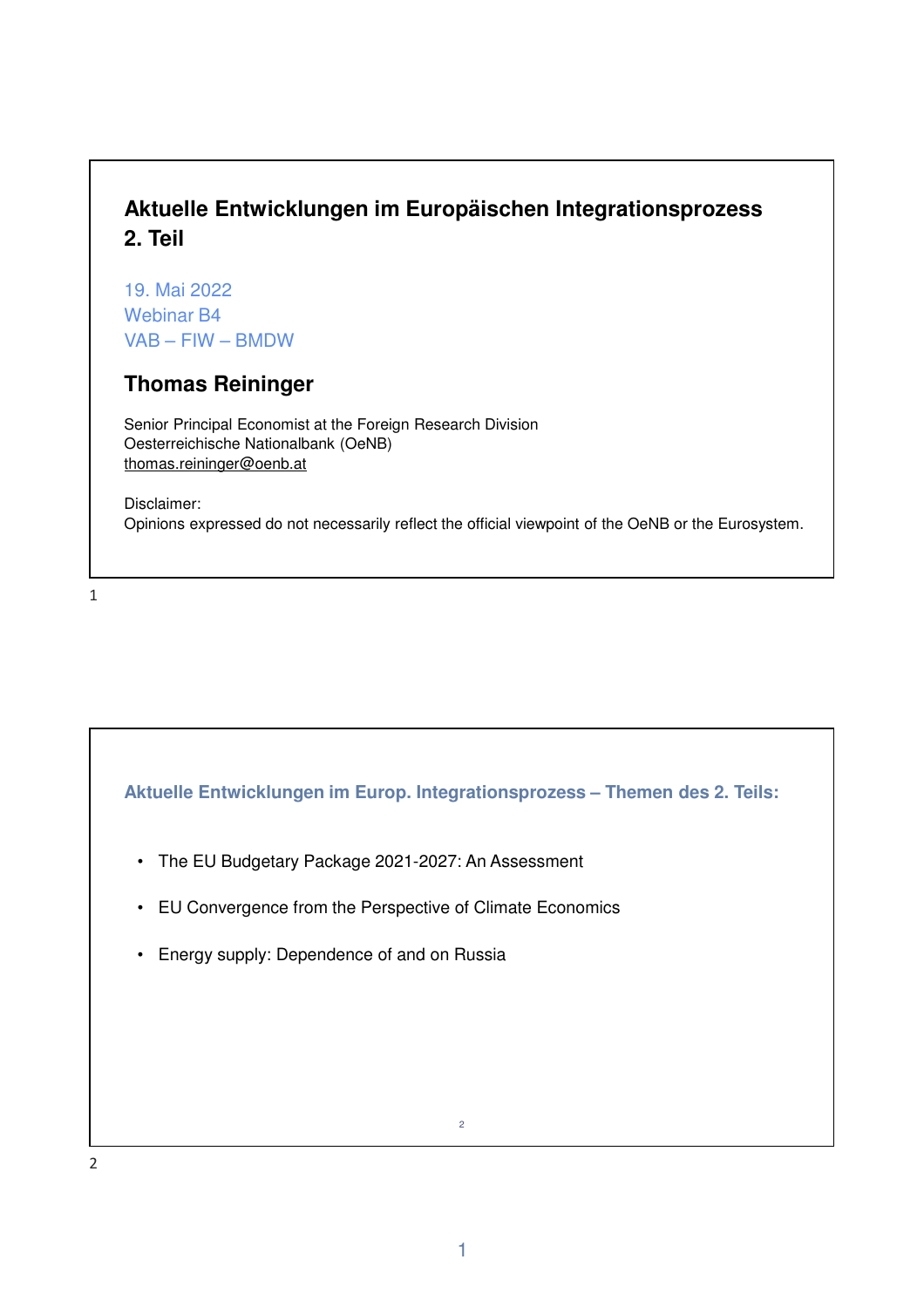# Aktuelle Entwicklungen im Europäischen Integrationsprozess 2. Teil

19. Mai 2022
Webinar B4
VAB – FIW – BMDW

## Thomas Reininger

Senior Principal Economist at the Foreign Research Division
Oesterreichische Nationalbank (OeNB)
thomas.reininger@oenb.at

Disclaimer:
Opinions expressed do not necessarily reflect the official viewpoint of the OeNB or the Eurosystem.

## Aktuelle Entwicklungen im Europ. Integrationsprozess – Themen des 2. Teils:

- The EU Budgetary Package 2021-2027: An Assessment
- EU Convergence from the Perspective of Climate Economics
- Energy supply: Dependence of and on Russia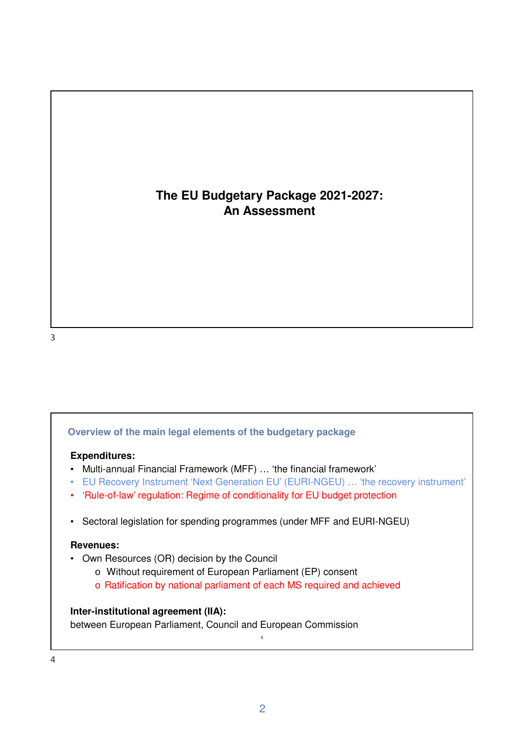# The EU Budgetary Package 2021-2027: An Assessment

## Overview of the main legal elements of the budgetary package

**Expenditures:**

- Multi-annual Financial Framework (MFF) … 'the financial framework'
- EU Recovery Instrument 'Next Generation EU' (EURI-NGEU) … 'the recovery instrument'
- 'Rule-of-law' regulation: Regime of conditionality for EU budget protection

- Sectoral legislation for spending programmes (under MFF and EURI-NGEU)

**Revenues:**

- Own Resources (OR) decision by the Council
  - Without requirement of European Parliament (EP) consent
  - Ratification by national parliament of each MS required and achieved

**Inter-institutional agreement (IIA):**

between European Parliament, Council and European Commission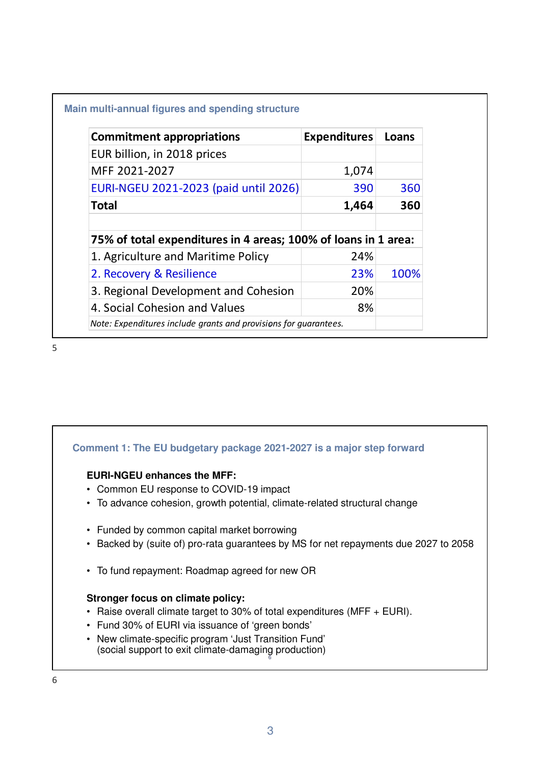### Main multi-annual figures and spending structure

| Commitment appropriations | Expenditures | Loans |
|---|---|---|
| EUR billion, in 2018 prices | | |
| MFF 2021-2027 | 1,074 | |
| EURI-NGEU 2021-2023 (paid until 2026) | 390 | 360 |
| **Total** | **1,464** | **360** |
| | | |
| **75% of total expenditures in 4 areas; 100% of loans in 1 area:** | | |
| 1. Agriculture and Maritime Policy | 24% | |
| 2. Recovery & Resilience | 23% | 100% |
| 3. Regional Development and Cohesion | 20% | |
| 4. Social Cohesion and Values | 8% | |
| *Note: Expenditures include grants and provisions for guarantees.* | | |

5

### Comment 1: The EU budgetary package 2021-2027 is a major step forward

**EURI-NGEU enhances the MFF:**

- Common EU response to COVID-19 impact
- To advance cohesion, growth potential, climate-related structural change

- Funded by common capital market borrowing
- Backed by (suite of) pro-rata guarantees by MS for net repayments due 2027 to 2058

- To fund repayment: Roadmap agreed for new OR

**Stronger focus on climate policy:**

- Raise overall climate target to 30% of total expenditures (MFF + EURI).
- Fund 30% of EURI via issuance of 'green bonds'
- New climate-specific program 'Just Transition Fund'
  (social support to exit climate-damaging production)

6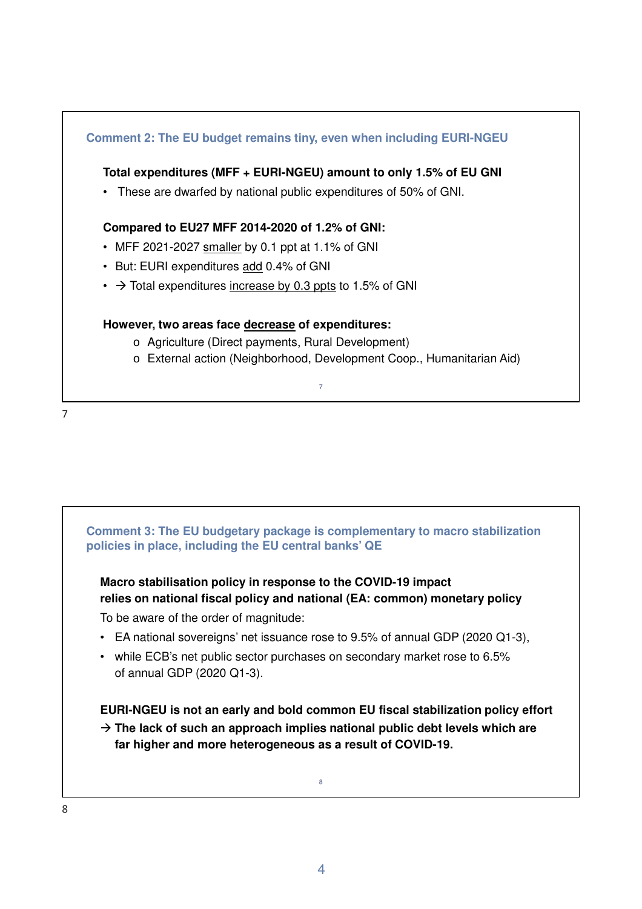## Comment 2: The EU budget remains tiny, even when including EURI-NGEU

**Total expenditures (MFF + EURI-NGEU) amount to only 1.5% of EU GNI**

- These are dwarfed by national public expenditures of 50% of GNI.

**Compared to EU27 MFF 2014-2020 of 1.2% of GNI:**

- MFF 2021-2027 smaller by 0.1 ppt at 1.1% of GNI
- But: EURI expenditures add 0.4% of GNI
- → Total expenditures increase by 0.3 ppts to 1.5% of GNI

**However, two areas face decrease of expenditures:**

- Agriculture (Direct payments, Rural Development)
- External action (Neighborhood, Development Coop., Humanitarian Aid)

## Comment 3: The EU budgetary package is complementary to macro stabilization policies in place, including the EU central banks' QE

**Macro stabilisation policy in response to the COVID-19 impact relies on national fiscal policy and national (EA: common) monetary policy**

To be aware of the order of magnitude:

- EA national sovereigns' net issuance rose to 9.5% of annual GDP (2020 Q1-3),
- while ECB's net public sector purchases on secondary market rose to 6.5% of annual GDP (2020 Q1-3).

**EURI-NGEU is not an early and bold common EU fiscal stabilization policy effort**

**→ The lack of such an approach implies national public debt levels which are far higher and more heterogeneous as a result of COVID-19.**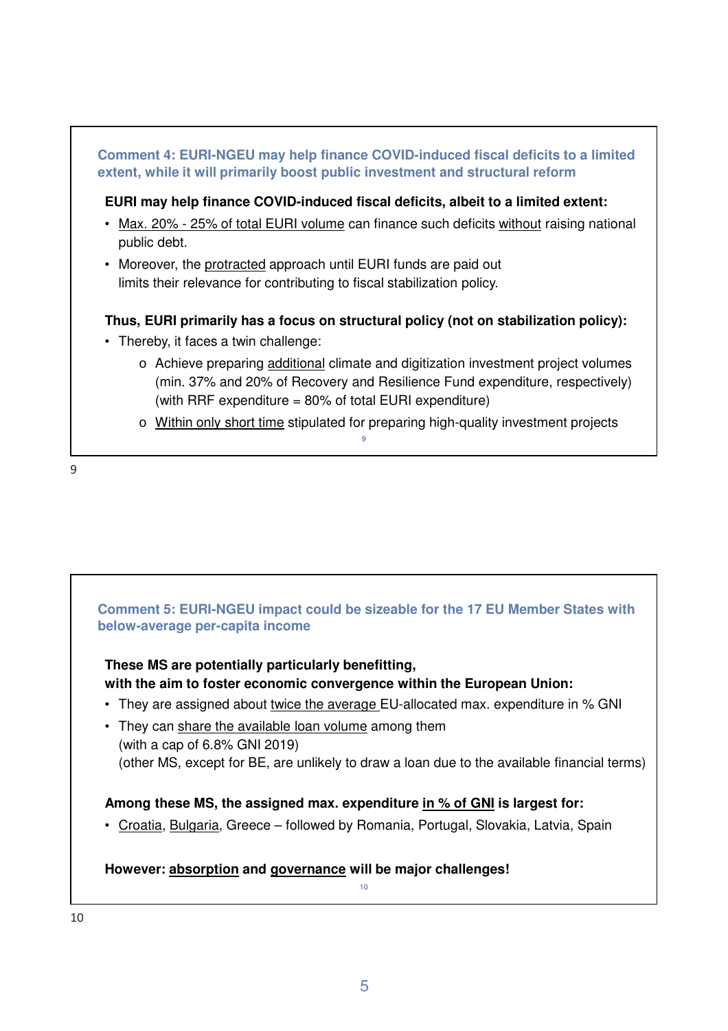## Comment 4: EURI-NGEU may help finance COVID-induced fiscal deficits to a limited extent, while it will primarily boost public investment and structural reform

**EURI may help finance COVID-induced fiscal deficits, albeit to a limited extent:**

- Max. 20% - 25% of total EURI volume can finance such deficits without raising national public debt.
- Moreover, the protracted approach until EURI funds are paid out limits their relevance for contributing to fiscal stabilization policy.

**Thus, EURI primarily has a focus on structural policy (not on stabilization policy):**

- Thereby, it faces a twin challenge:
  - Achieve preparing additional climate and digitization investment project volumes (min. 37% and 20% of Recovery and Resilience Fund expenditure, respectively) (with RRF expenditure = 80% of total EURI expenditure)
  - Within only short time stipulated for preparing high-quality investment projects

## Comment 5: EURI-NGEU impact could be sizeable for the 17 EU Member States with below-average per-capita income

**These MS are potentially particularly benefitting, with the aim to foster economic convergence within the European Union:**

- They are assigned about twice the average EU-allocated max. expenditure in % GNI
- They can share the available loan volume among them (with a cap of 6.8% GNI 2019) (other MS, except for BE, are unlikely to draw a loan due to the available financial terms)

**Among these MS, the assigned max. expenditure in % of GNI is largest for:**

- Croatia, Bulgaria, Greece – followed by Romania, Portugal, Slovakia, Latvia, Spain

**However: absorption and governance will be major challenges!**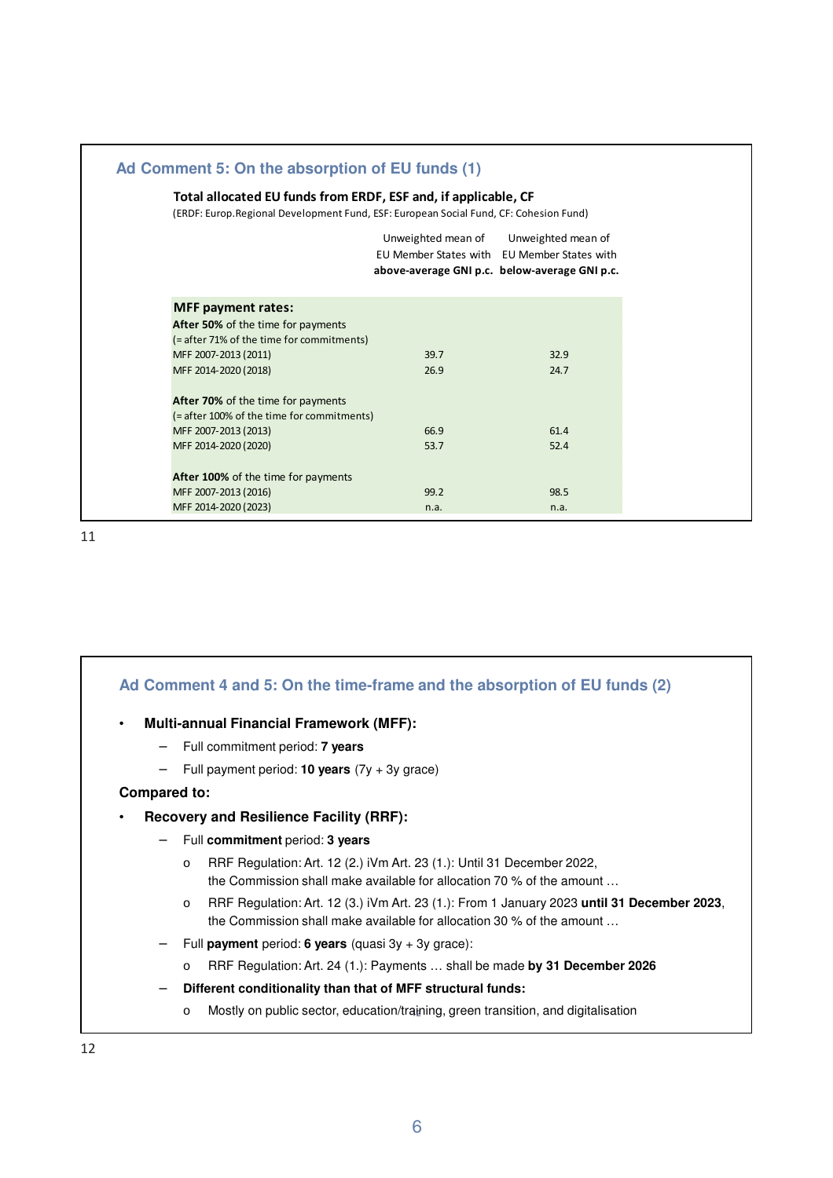## Ad Comment 5: On the absorption of EU funds (1)

**Total allocated EU funds from ERDF, ESF and, if applicable, CF**
(ERDF: Europ.Regional Development Fund, ESF: European Social Fund, CF: Cohesion Fund)

| | Unweighted mean of EU Member States with **above-average GNI p.c.** | Unweighted mean of EU Member States with **below-average GNI p.c.** |
|---|---|---|
| **MFF payment rates:** | | |
| **After 50%** of the time for payments | | |
| (= after 71% of the time for commitments) | | |
| MFF 2007-2013 (2011) | 39.7 | 32.9 |
| MFF 2014-2020 (2018) | 26.9 | 24.7 |
| **After 70%** of the time for payments | | |
| (= after 100% of the time for commitments) | | |
| MFF 2007-2013 (2013) | 66.9 | 61.4 |
| MFF 2014-2020 (2020) | 53.7 | 52.4 |
| **After 100%** of the time for payments | | |
| MFF 2007-2013 (2016) | 99.2 | 98.5 |
| MFF 2014-2020 (2023) | n.a. | n.a. |

## Ad Comment 4 and 5: On the time-frame and the absorption of EU funds (2)

- **Multi-annual Financial Framework (MFF):**
  - Full commitment period: **7 years**
  - Full payment period: **10 years** (7y + 3y grace)

**Compared to:**

- **Recovery and Resilience Facility (RRF):**
  - Full **commitment** period: **3 years**
    - RRF Regulation: Art. 12 (2.) iVm Art. 23 (1.): Until 31 December 2022, the Commission shall make available for allocation 70 % of the amount …
    - RRF Regulation: Art. 12 (3.) iVm Art. 23 (1.): From 1 January 2023 **until 31 December 2023**, the Commission shall make available for allocation 30 % of the amount …
  - Full **payment** period: **6 years** (quasi 3y + 3y grace):
    - RRF Regulation: Art. 24 (1.): Payments … shall be made **by 31 December 2026**
  - **Different conditionality than that of MFF structural funds:**
    - Mostly on public sector, education/training, green transition, and digitalisation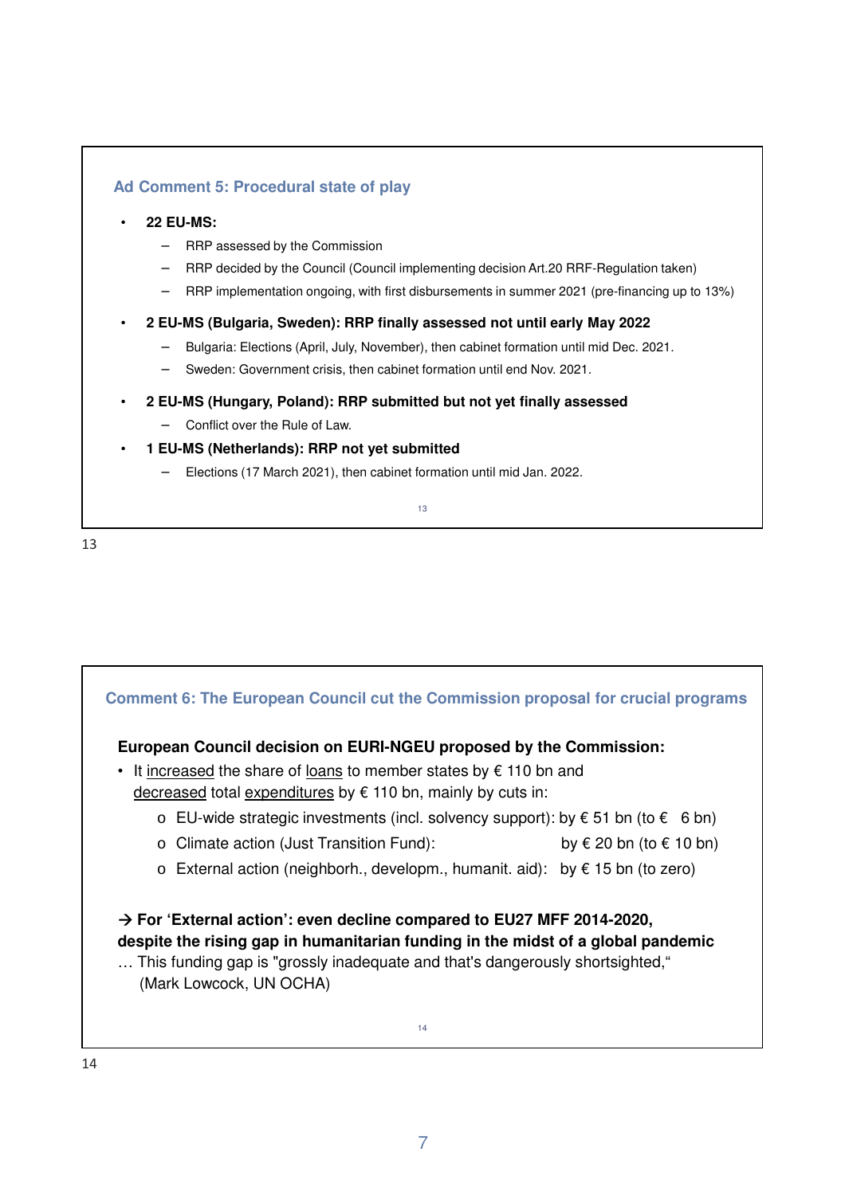## Ad Comment 5: Procedural state of play

- **22 EU-MS:**
  - RRP assessed by the Commission
  - RRP decided by the Council (Council implementing decision Art.20 RRF-Regulation taken)
  - RRP implementation ongoing, with first disbursements in summer 2021 (pre-financing up to 13%)
- **2 EU-MS (Bulgaria, Sweden): RRP finally assessed not until early May 2022**
  - Bulgaria: Elections (April, July, November), then cabinet formation until mid Dec. 2021.
  - Sweden: Government crisis, then cabinet formation until end Nov. 2021.
- **2 EU-MS (Hungary, Poland): RRP submitted but not yet finally assessed**
  - Conflict over the Rule of Law.
- **1 EU-MS (Netherlands): RRP not yet submitted**
  - Elections (17 March 2021), then cabinet formation until mid Jan. 2022.

## Comment 6: The European Council cut the Commission proposal for crucial programs

**European Council decision on EURI-NGEU proposed by the Commission:**

- It increased the share of loans to member states by € 110 bn and decreased total expenditures by € 110 bn, mainly by cuts in:
  - EU-wide strategic investments (incl. solvency support): by € 51 bn (to € 6 bn)
  - Climate action (Just Transition Fund): by € 20 bn (to € 10 bn)
  - External action (neighborh., developm., humanit. aid): by € 15 bn (to zero)

**→ For 'External action': even decline compared to EU27 MFF 2014-2020, despite the rising gap in humanitarian funding in the midst of a global pandemic**

… This funding gap is "grossly inadequate and that's dangerously shortsighted,“ (Mark Lowcock, UN OCHA)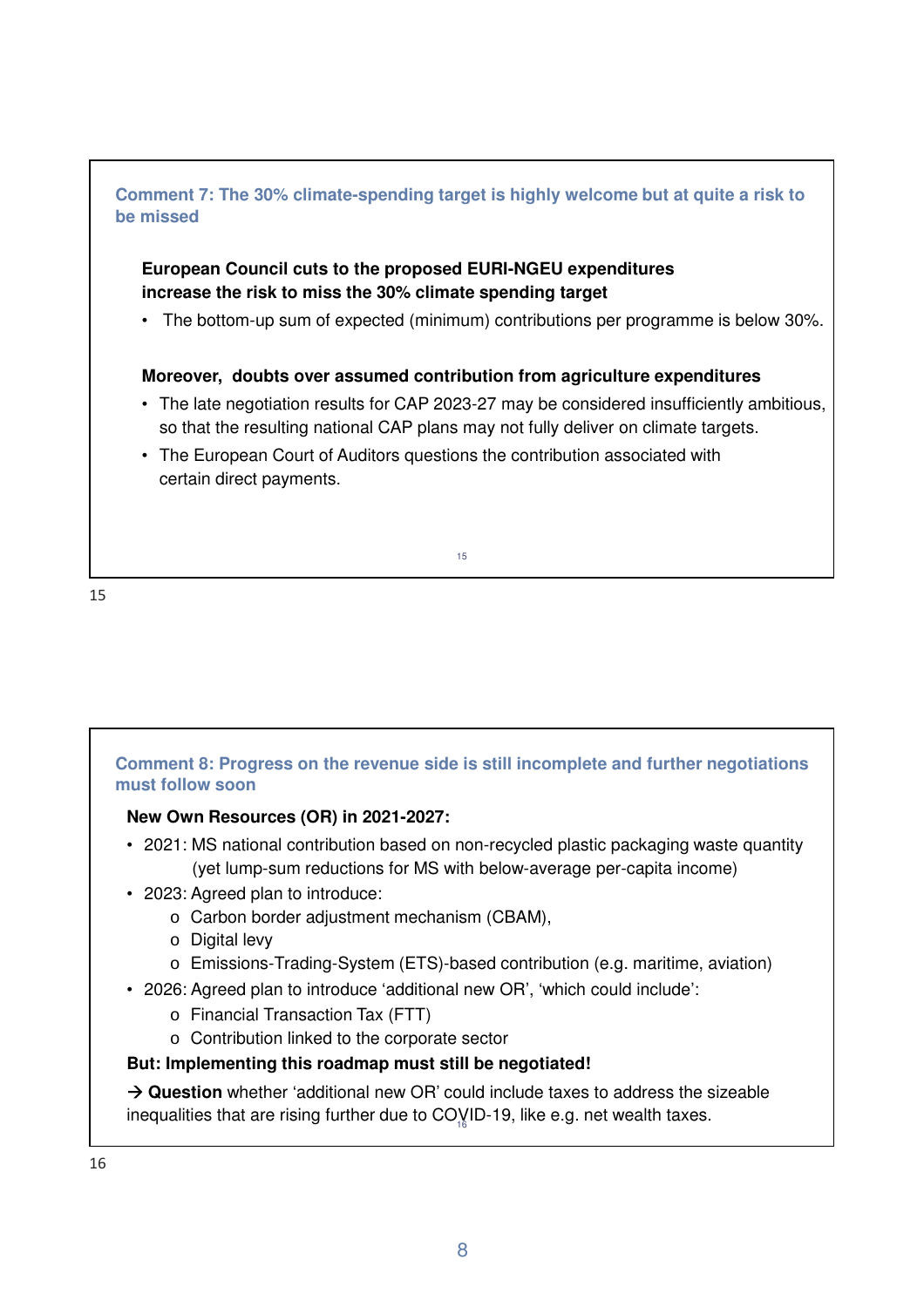## Comment 7: The 30% climate-spending target is highly welcome but at quite a risk to be missed

**European Council cuts to the proposed EURI-NGEU expenditures increase the risk to miss the 30% climate spending target**

- The bottom-up sum of expected (minimum) contributions per programme is below 30%.

**Moreover, doubts over assumed contribution from agriculture expenditures**

- The late negotiation results for CAP 2023-27 may be considered insufficiently ambitious, so that the resulting national CAP plans may not fully deliver on climate targets.
- The European Court of Auditors questions the contribution associated with certain direct payments.

## Comment 8: Progress on the revenue side is still incomplete and further negotiations must follow soon

**New Own Resources (OR) in 2021-2027:**

- 2021: MS national contribution based on non-recycled plastic packaging waste quantity (yet lump-sum reductions for MS with below-average per-capita income)
- 2023: Agreed plan to introduce:
  - Carbon border adjustment mechanism (CBAM),
  - Digital levy
  - Emissions-Trading-System (ETS)-based contribution (e.g. maritime, aviation)
- 2026: Agreed plan to introduce 'additional new OR', 'which could include':
  - Financial Transaction Tax (FTT)
  - Contribution linked to the corporate sector

**But: Implementing this roadmap must still be negotiated!**

→ **Question** whether 'additional new OR' could include taxes to address the sizeable inequalities that are rising further due to COVID-19, like e.g. net wealth taxes.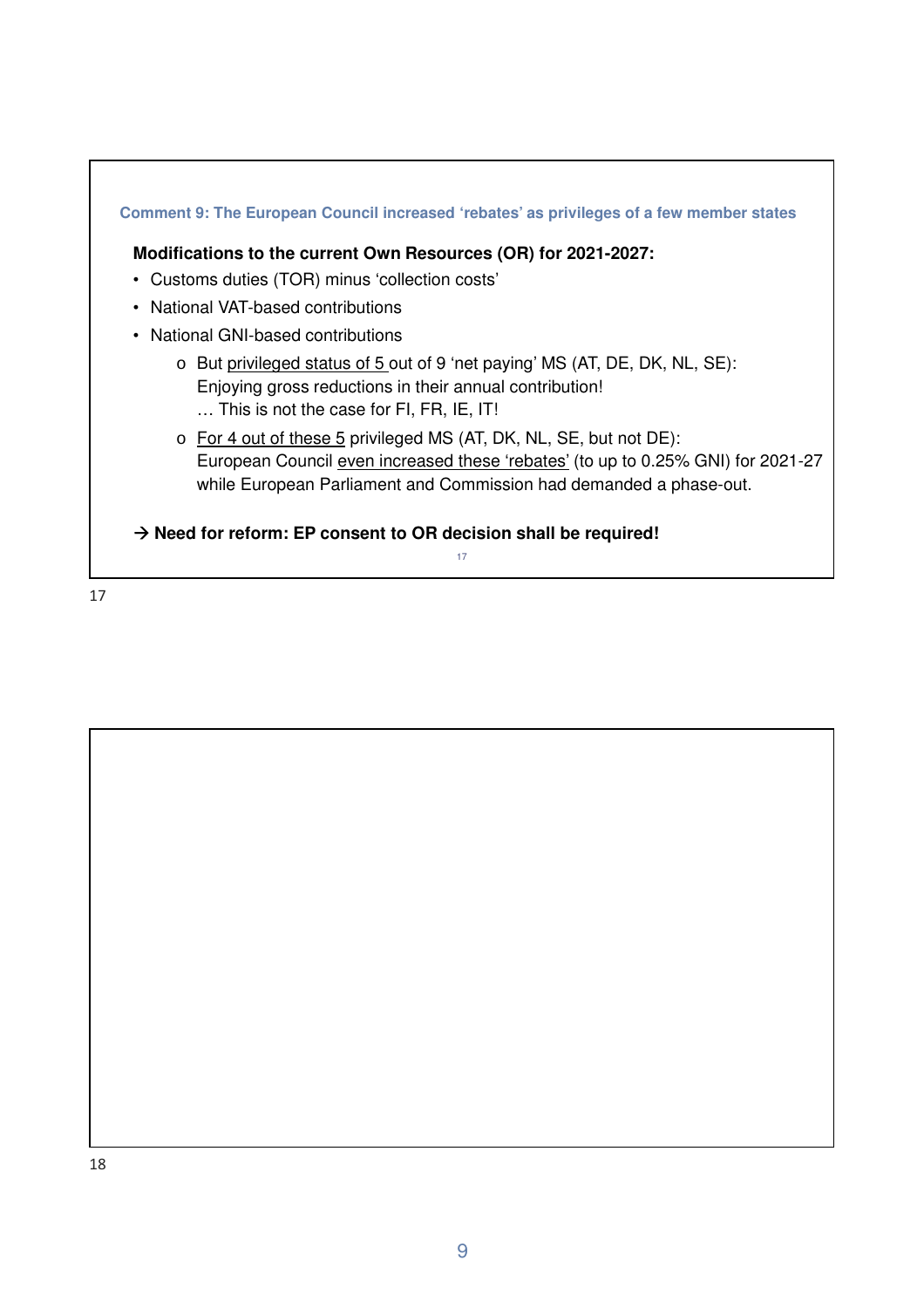### Comment 9: The European Council increased 'rebates' as privileges of a few member states

**Modifications to the current Own Resources (OR) for 2021-2027:**

- Customs duties (TOR) minus 'collection costs'
- National VAT-based contributions
- National GNI-based contributions
  - But privileged status of 5 out of 9 'net paying' MS (AT, DE, DK, NL, SE): Enjoying gross reductions in their annual contribution!
    … This is not the case for FI, FR, IE, IT!
  - For 4 out of these 5 privileged MS (AT, DK, NL, SE, but not DE): European Council even increased these 'rebates' (to up to 0.25% GNI) for 2021-27 while European Parliament and Commission had demanded a phase-out.

**→ Need for reform: EP consent to OR decision shall be required!**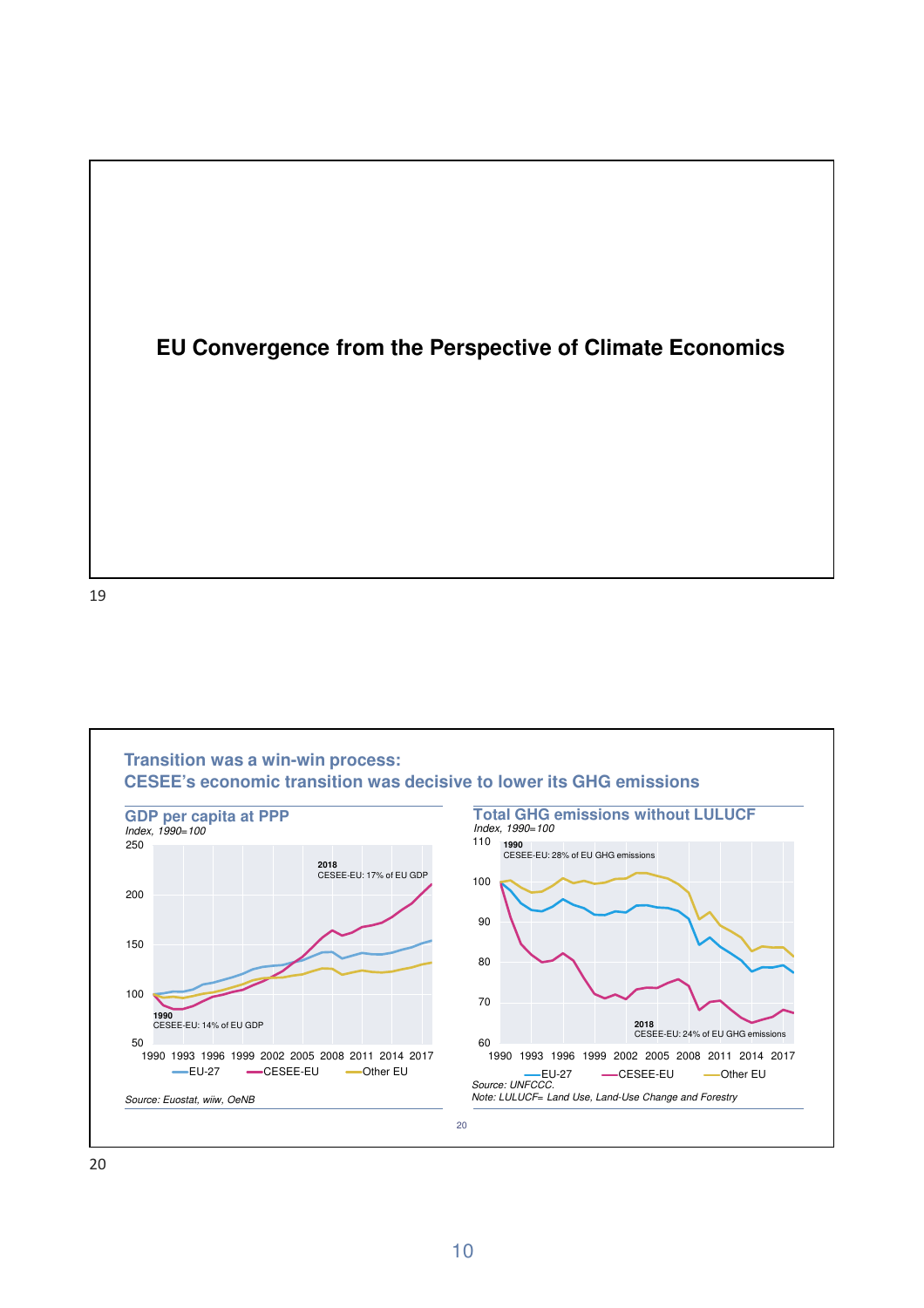# EU Convergence from the Perspective of Climate Economics

## Transition was a win-win process: CESEE's economic transition was decisive to lower its GHG emissions

### GDP per capita at PPP

*Index, 1990=100*

**2018** CESEE-EU: 17% of EU GDP

**1990** CESEE-EU: 14% of EU GDP

EU-27 — CESEE-EU — Other EU

*Source: Euostat, wiiw, OeNB*

### Total GHG emissions without LULUCF

*Index, 1990=100*

**1990** CESEE-EU: 28% of EU GHG emissions

**2018** CESEE-EU: 24% of EU GHG emissions

EU-27 — CESEE-EU — Other EU

*Source: UNFCCC.*

*Note: LULUCF= Land Use, Land-Use Change and Forestry*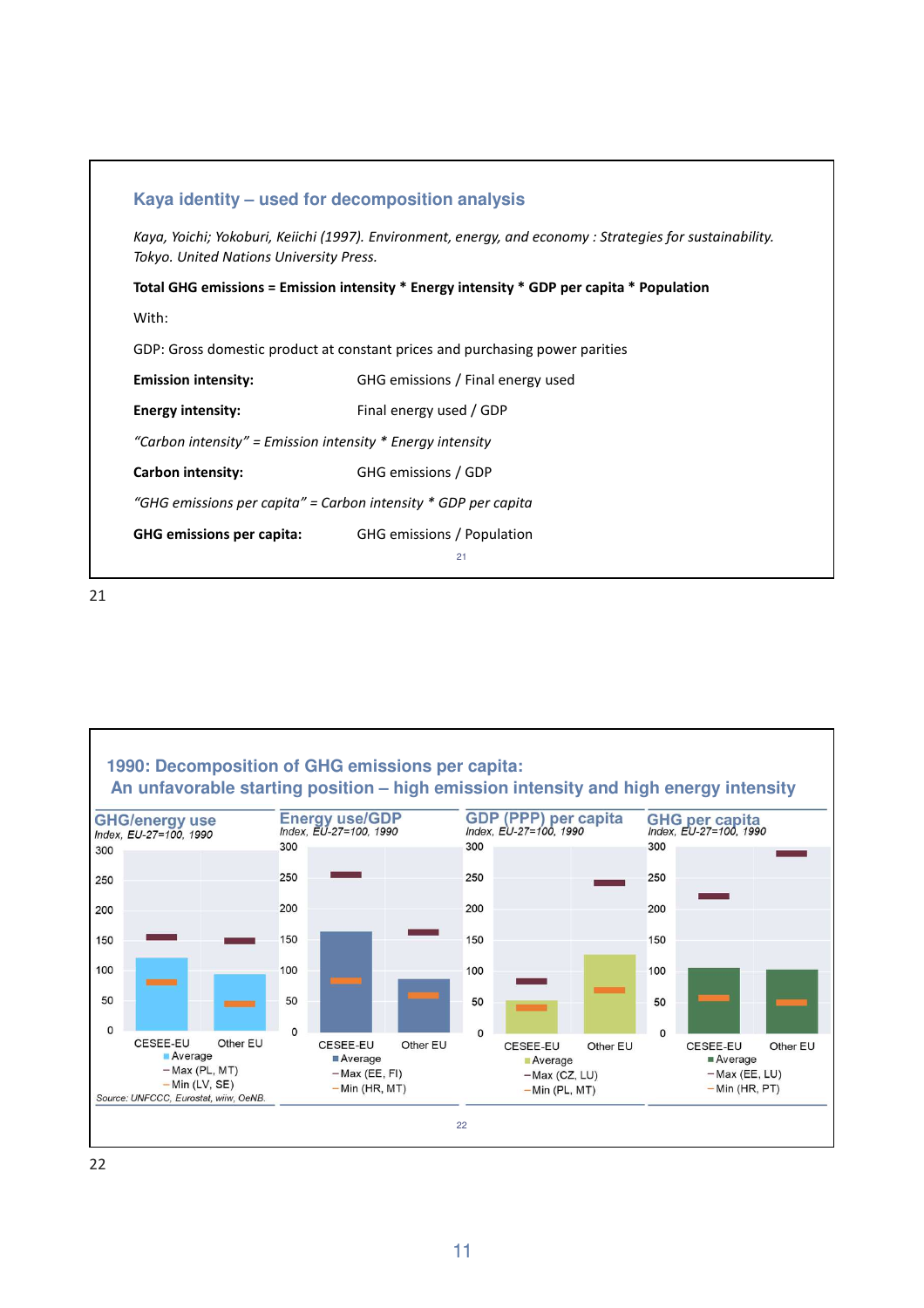## Kaya identity – used for decomposition analysis

*Kaya, Yoichi; Yokoburi, Keiichi (1997). Environment, energy, and economy : Strategies for sustainability. Tokyo. United Nations University Press.*

**Total GHG emissions = Emission intensity * Energy intensity * GDP per capita * Population**

With:

GDP: Gross domestic product at constant prices and purchasing power parities

**Emission intensity:** GHG emissions / Final energy used

**Energy intensity:** Final energy used / GDP

*"Carbon intensity" = Emission intensity * Energy intensity*

**Carbon intensity:** GHG emissions / GDP

*"GHG emissions per capita" = Carbon intensity * GDP per capita*

**GHG emissions per capita:** GHG emissions / Population

## 1990: Decomposition of GHG emissions per capita: An unfavorable starting position – high emission intensity and high energy intensity

**GHG/energy use**
*Index, EU-27=100, 1990*

CESEE-EU, Other EU
Average; Max (PL, MT); Min (LV, SE)

**Energy use/GDP**
*Index, EU-27=100, 1990*

CESEE-EU, Other EU
Average; Max (EE, FI); Min (HR, MT)

**GDP (PPP) per capita**
*Index, EU-27=100, 1990*

CESEE-EU, Other EU
Average; Max (CZ, LU); Min (PL, MT)

**GHG per capita**
*Index, EU-27=100, 1990*

CESEE-EU, Other EU
Average; Max (EE, LU); Min (HR, PT)

Source: UNFCCC, Eurostat, wiiw, OeNB.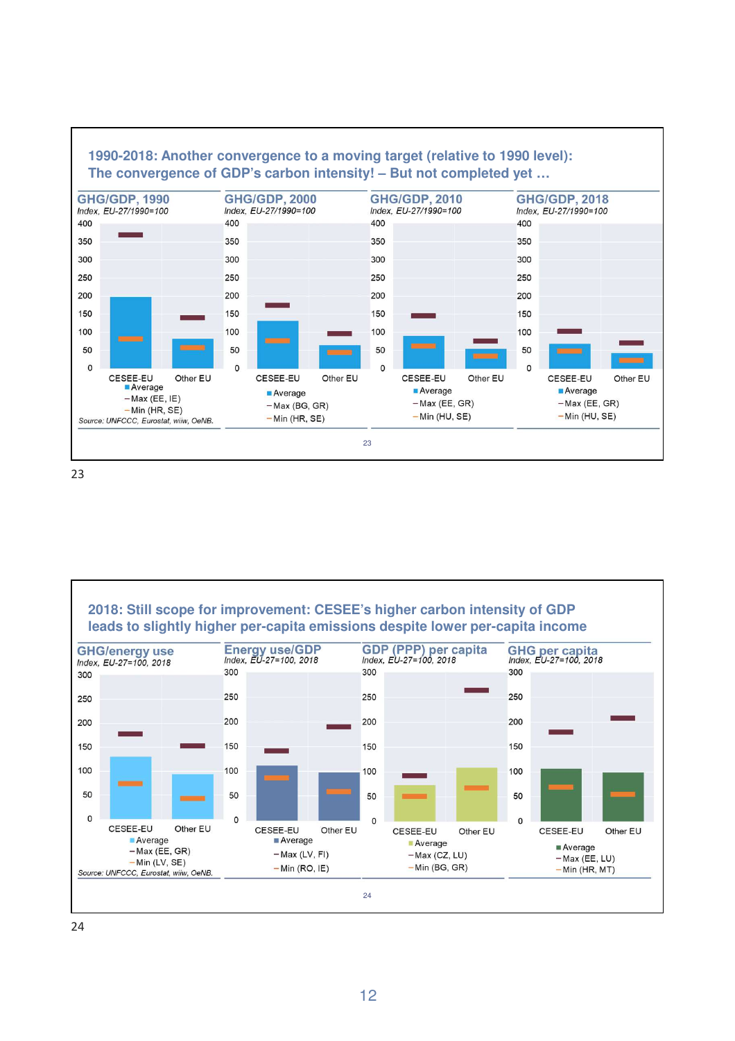## 1990-2018: Another convergence to a moving target (relative to 1990 level): The convergence of GDP's carbon intensity! – But not completed yet …

**GHG/GDP, 1990**
*Index, EU-27/1990=100*

CESEE-EU | Other EU

- Average
- Max (EE, IE)
- Min (HR, SE)

*Source: UNFCCC, Eurostat, wiiw, OeNB.*

**GHG/GDP, 2000**
*Index, EU-27/1990=100*

CESEE-EU | Other EU

- Average
- Max (BG, GR)
- Min (HR, SE)

**GHG/GDP, 2010**
*Index, EU-27/1990=100*

CESEE-EU | Other EU

- Average
- Max (EE, GR)
- Min (HU, SE)

**GHG/GDP, 2018**
*Index, EU-27/1990=100*

CESEE-EU | Other EU

- Average
- Max (EE, GR)
- Min (HU, SE)

23

## 2018: Still scope for improvement: CESEE's higher carbon intensity of GDP leads to slightly higher per-capita emissions despite lower per-capita income

**GHG/energy use**
*Index, EU-27=100, 2018*

CESEE-EU | Other EU

- Average
- Max (EE, GR)
- Min (LV, SE)

*Source: UNFCCC, Eurostat, wiiw, OeNB.*

**Energy use/GDP**
*Index, EU-27=100, 2018*

CESEE-EU | Other EU

- Average
- Max (LV, FI)
- Min (RO, IE)

**GDP (PPP) per capita**
*Index, EU-27=100, 2018*

CESEE-EU | Other EU

- Average
- Max (CZ, LU)
- Min (BG, GR)

**GHG per capita**
*Index, EU-27=100, 2018*

CESEE-EU | Other EU

- Average
- Max (EE, LU)
- Min (HR, MT)

24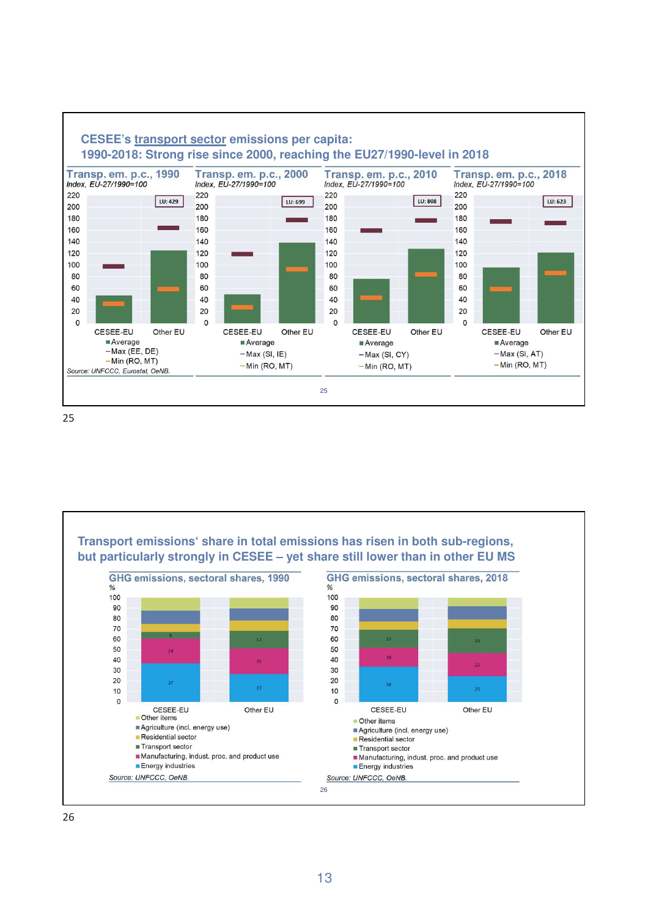## CESEE's transport sector emissions per capita: 1990-2018: Strong rise since 2000, reaching the EU27/1990-level in 2018

**Transp. em. p.c., 1990**
*Index, EU-27/1990=100*

LU: 429

CESEE-EU | Other EU

■ Average
− Max (EE, DE)
− Min (RO, MT)

**Transp. em. p.c., 2000**
*Index, EU-27/1990=100*

LU: 699

CESEE-EU | Other EU

■ Average
− Max (SI, IE)
− Min (RO, MT)

**Transp. em. p.c., 2010**
*Index, EU-27/1990=100*

LU: 808

CESEE-EU | Other EU

■ Average
− Max (SI, CY)
− Min (RO, MT)

**Transp. em. p.c., 2018**
*Index, EU-27/1990=100*

LU: 623

CESEE-EU | Other EU

■ Average
− Max (SI, AT)
− Min (RO, MT)

*Source: UNFCCC, Eurostat, OeNB.*

25

## Transport emissions' share in total emissions has risen in both sub-regions, but particularly strongly in CESEE – yet share still lower than in other EU MS

**GHG emissions, sectoral shares, 1990**
%

| | CESEE-EU | Other EU |
|---|---|---|
| Transport sector | 6 | 17 |
| Manufacturing, indust. proc. and product use | 24 | 25 |
| Energy industries | 37 | 27 |

■ Other items
■ Agriculture (incl. energy use)
■ Residential sector
■ Transport sector
■ Manufacturing, indust. proc. and product use
■ Energy industries

*Source: UNFCCC, OeNB.*

**GHG emissions, sectoral shares, 2018**
%

| | CESEE-EU | Other EU |
|---|---|---|
| Transport sector | 17 | 23 |
| Manufacturing, indust. proc. and product use | 18 | 22 |
| Energy industries | 34 | 25 |

■ Other items
■ Agriculture (incl. energy use)
■ Residential sector
■ Transport sector
■ Manufacturing, indust. proc. and product use
■ Energy industries

*Source: UNFCCC, OeNB.*

26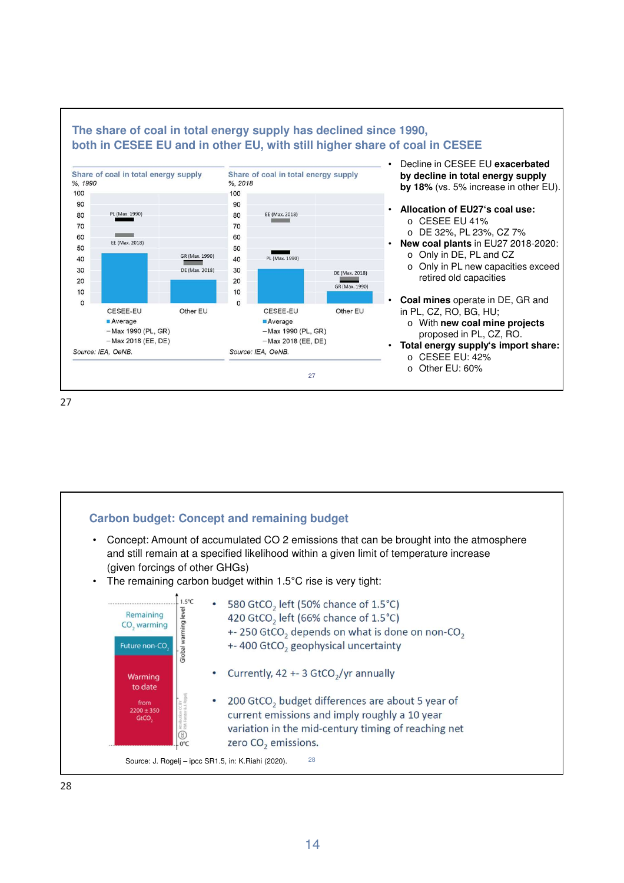## The share of coal in total energy supply has declined since 1990, both in CESEE EU and in other EU, with still higher share of coal in CESEE

**Share of coal in total energy supply**
*%, 1990*

(Chart: CESEE-EU, Other EU; PL (Max. 1990), EE (Max. 2018), GR (Max. 1990), DE (Max. 2018))

■ Average
– Max 1990 (PL, GR)
– Max 2018 (EE, DE)

*Source: IEA, OeNB.*

**Share of coal in total energy supply**
*%, 2018*

(Chart: CESEE-EU, Other EU; EE (Max. 2018), PL (Max. 1990), DE (Max. 2018), GR (Max. 1990))

■ Average
– Max 1990 (PL, GR)
– Max 2018 (EE, DE)

*Source: IEA, OeNB.*

- Decline in CESEE EU **exacerbated by decline in total energy supply by 18%** (vs. 5% increase in other EU).
- **Allocation of EU27's coal use:**
  - CESEE EU 41%
  - DE 32%, PL 23%, CZ 7%
- **New coal plants** in EU27 2018-2020:
  - Only in DE, PL and CZ
  - Only in PL new capacities exceed retired old capacities
- **Coal mines** operate in DE, GR and in PL, CZ, RO, BG, HU;
  - With **new coal mine projects** proposed in PL, CZ, RO.
- **Total energy supply's import share:**
  - CESEE EU: 42%
  - Other EU: 60%

27

## Carbon budget: Concept and remaining budget

- Concept: Amount of accumulated CO 2 emissions that can be brought into the atmosphere and still remain at a specified likelihood within a given limit of temperature increase (given forcings of other GHGs)
- The remaining carbon budget within 1.5°C rise is very tight:

(Figure: Global warming level from 0°C to 1.5°C — Warming to date from 2200 ± 350 $GtCO_2$; Future non-$CO_2$; Remaining $CO_2$ warming)

- 580 $GtCO_2$ left (50% chance of 1.5°C)
  420 $GtCO_2$ left (66% chance of 1.5°C)
  +- 250 $GtCO_2$ depends on what is done on non-$CO_2$
  +- 400 $GtCO_2$ geophysical uncertainty
- Currently, 42 +- 3 $GtCO_2$/yr annually
- 200 $GtCO_2$ budget differences are about 5 year of current emissions and imply roughly a 10 year variation in the mid-century timing of reaching net zero $CO_2$ emissions.

Source: J. Rogelj – ipcc SR1.5, in: K.Riahi (2020).

28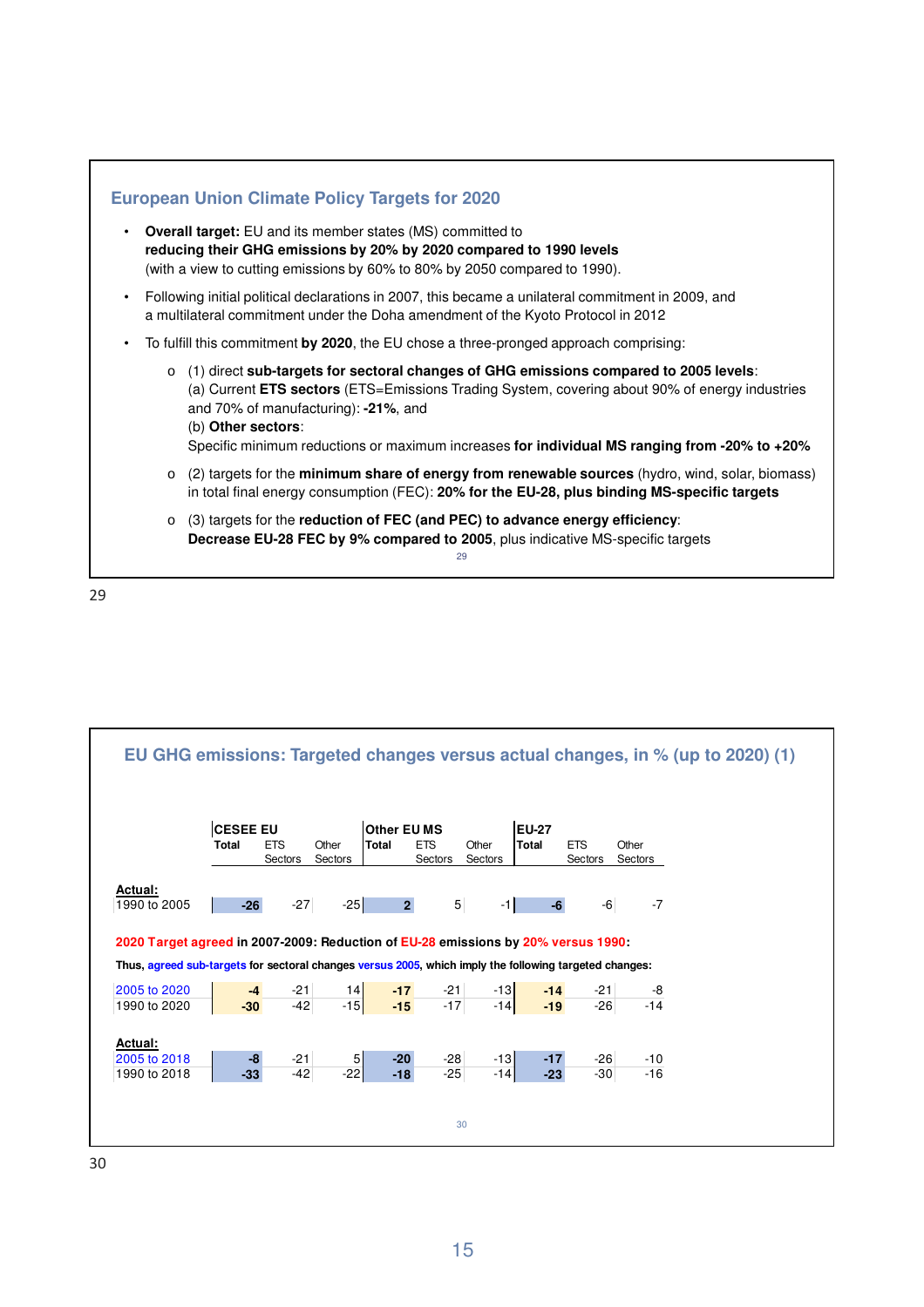## European Union Climate Policy Targets for 2020

- **Overall target:** EU and its member states (MS) committed to **reducing their GHG emissions by 20% by 2020 compared to 1990 levels** (with a view to cutting emissions by 60% to 80% by 2050 compared to 1990).
- Following initial political declarations in 2007, this became a unilateral commitment in 2009, and a multilateral commitment under the Doha amendment of the Kyoto Protocol in 2012
- To fulfill this commitment **by 2020**, the EU chose a three-pronged approach comprising:
  - (1) direct **sub-targets for sectoral changes of GHG emissions compared to 2005 levels**:
    (a) Current **ETS sectors** (ETS=Emissions Trading System, covering about 90% of energy industries and 70% of manufacturing): **-21%**, and
    (b) **Other sectors**:
    Specific minimum reductions or maximum increases **for individual MS ranging from -20% to +20%**
  - (2) targets for the **minimum share of energy from renewable sources** (hydro, wind, solar, biomass) in total final energy consumption (FEC): **20% for the EU-28, plus binding MS-specific targets**
  - (3) targets for the **reduction of FEC (and PEC) to advance energy efficiency**:
    **Decrease EU-28 FEC by 9% compared to 2005**, plus indicative MS-specific targets

## EU GHG emissions: Targeted changes versus actual changes, in % (up to 2020) (1)

| | **CESEE EU** | | | **Other EU MS** | | | **EU-27** | | |
|---|---|---|---|---|---|---|---|---|---|
| | **Total** | ETS Sectors | Other Sectors | **Total** | ETS Sectors | Other Sectors | **Total** | ETS Sectors | Other Sectors |
| **Actual:** | | | | | | | | | |
| 1990 to 2005 | **-26** | -27 | -25 | **2** | 5 | -1 | **-6** | -6 | -7 |

**2020 Target agreed in 2007-2009: Reduction of EU-28 emissions by 20% versus 1990:**

**Thus, agreed sub-targets for sectoral changes versus 2005, which imply the following targeted changes:**

| | **CESEE EU** | | | **Other EU MS** | | | **EU-27** | | |
|---|---|---|---|---|---|---|---|---|---|
| | **Total** | ETS Sectors | Other Sectors | **Total** | ETS Sectors | Other Sectors | **Total** | ETS Sectors | Other Sectors |
| 2005 to 2020 | **-4** | -21 | 14 | **-17** | -21 | -13 | **-14** | -21 | -8 |
| 1990 to 2020 | **-30** | -42 | -15 | **-15** | -17 | -14 | **-19** | -26 | -14 |
| **Actual:** | | | | | | | | | |
| 2005 to 2018 | **-8** | -21 | 5 | **-20** | -28 | -13 | **-17** | -26 | -10 |
| 1990 to 2018 | **-33** | -42 | -22 | **-18** | -25 | -14 | **-23** | -30 | -16 |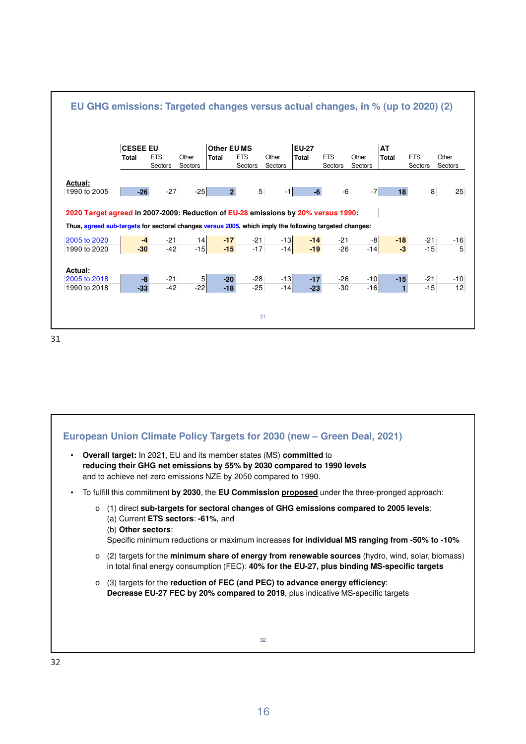## EU GHG emissions: Targeted changes versus actual changes, in % (up to 2020) (2)

| | CESEE EU | | | Other EU MS | | | EU-27 | | | AT | | |
|---|---|---|---|---|---|---|---|---|---|---|---|---|
| | Total | ETS Sectors | Other Sectors | Total | ETS Sectors | Other Sectors | Total | ETS Sectors | Other Sectors | Total | ETS Sectors | Other Sectors |
| **Actual:** | | | | | | | | | | | | |
| 1990 to 2005 | **-26** | -27 | -25 | **2** | 5 | -1 | **-6** | -6 | -7 | **18** | 8 | 25 |
| **2020 Target agreed in 2007-2009: Reduction of EU-28 emissions by 20% versus 1990:** | | | | | | | | | | | | |
| **Thus, agreed sub-targets for sectoral changes versus 2005, which imply the following targeted changes:** | | | | | | | | | | | | |
| 2005 to 2020 | **-4** | -21 | 14 | **-17** | -21 | -13 | **-14** | -21 | -8 | **-18** | -21 | -16 |
| 1990 to 2020 | **-30** | -42 | -15 | **-15** | -17 | -14 | **-19** | -26 | -14 | **-3** | -15 | 5 |
| **Actual:** | | | | | | | | | | | | |
| 2005 to 2018 | **-8** | -21 | 5 | **-20** | -28 | -13 | **-17** | -26 | -10 | **-15** | -21 | -10 |
| 1990 to 2018 | **-33** | -42 | -22 | **-18** | -25 | -14 | **-23** | -30 | -16 | **1** | -15 | 12 |

## European Union Climate Policy Targets for 2030 (new – Green Deal, 2021)

- **Overall target:** In 2021, EU and its member states (MS) **committed** to **reducing their GHG net emissions by 55% by 2030 compared to 1990 levels** and to achieve net-zero emissions NZE by 2050 compared to 1990.
- To fulfill this commitment **by 2030**, the **EU Commission proposed** under the three-pronged approach:
  - (1) direct **sub-targets for sectoral changes of GHG emissions compared to 2005 levels**:
    (a) Current **ETS sectors**: **-61%**, and
    (b) **Other sectors**:
    Specific minimum reductions or maximum increases **for individual MS ranging from -50% to -10%**
  - (2) targets for the **minimum share of energy from renewable sources** (hydro, wind, solar, biomass) in total final energy consumption (FEC): **40% for the EU-27, plus binding MS-specific targets**
  - (3) targets for the **reduction of FEC (and PEC) to advance energy efficiency**:
    **Decrease EU-27 FEC by 20% compared to 2019**, plus indicative MS-specific targets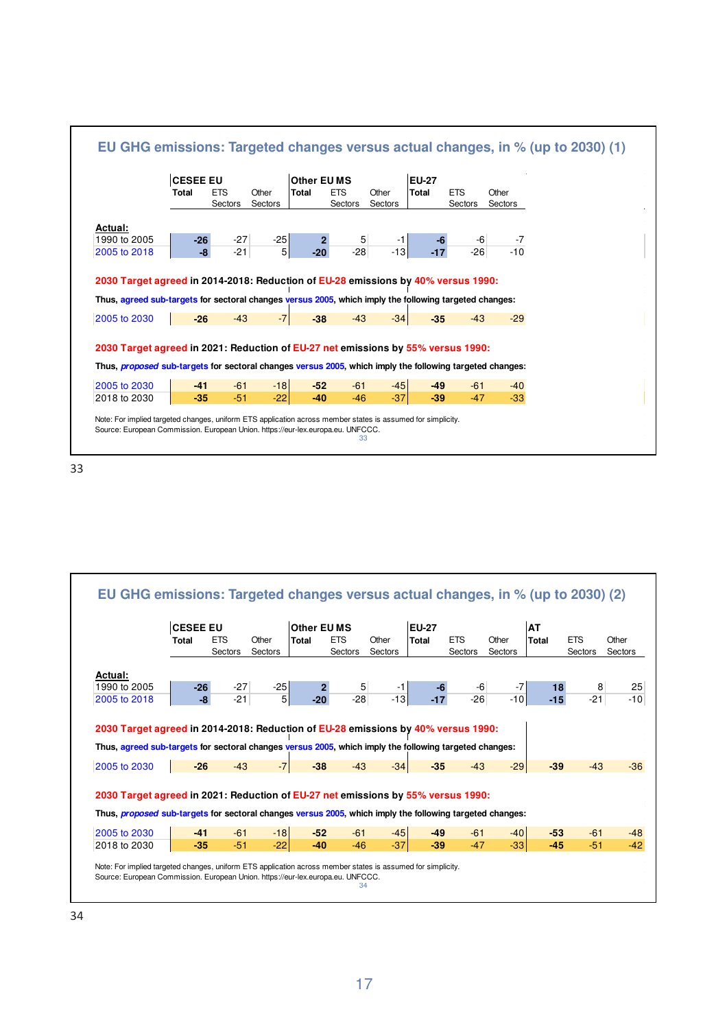## EU GHG emissions: Targeted changes versus actual changes, in % (up to 2030) (1)

| | CESEE EU Total | CESEE EU ETS Sectors | CESEE EU Other Sectors | Other EU MS Total | Other EU MS ETS Sectors | Other EU MS Other Sectors | EU-27 Total | EU-27 ETS Sectors | EU-27 Other Sectors |
|---|---|---|---|---|---|---|---|---|---|
| **Actual:** | | | | | | | | | |
| 1990 to 2005 | **-26** | -27 | -25 | **2** | 5 | -1 | **-6** | -6 | -7 |
| 2005 to 2018 | **-8** | -21 | 5 | **-20** | -28 | -13 | **-17** | -26 | -10 |
| **2030 Target agreed in 2014-2018: Reduction of EU-28 emissions by 40% versus 1990:** | | | | | | | | | |
| **Thus, agreed sub-targets for sectoral changes versus 2005, which imply the following targeted changes:** | | | | | | | | | |
| 2005 to 2030 | **-26** | -43 | -7 | **-38** | -43 | -34 | **-35** | -43 | -29 |
| **2030 Target agreed in 2021: Reduction of EU-27 net emissions by 55% versus 1990:** | | | | | | | | | |
| **Thus, *proposed* sub-targets for sectoral changes versus 2005, which imply the following targeted changes:** | | | | | | | | | |
| 2005 to 2030 | **-41** | -61 | -18 | **-52** | -61 | -45 | **-49** | -61 | -40 |
| 2018 to 2030 | **-35** | -51 | -22 | **-40** | -46 | -37 | **-39** | -47 | -33 |

Note: For implied targeted changes, uniform ETS application across member states is assumed for simplicity.
Source: European Commission. European Union. https://eur-lex.europa.eu. UNFCCC.

## EU GHG emissions: Targeted changes versus actual changes, in % (up to 2030) (2)

| | CESEE EU Total | CESEE EU ETS Sectors | CESEE EU Other Sectors | Other EU MS Total | Other EU MS ETS Sectors | Other EU MS Other Sectors | EU-27 Total | EU-27 ETS Sectors | EU-27 Other Sectors | AT Total | AT ETS Sectors | AT Other Sectors |
|---|---|---|---|---|---|---|---|---|---|---|---|---|
| **Actual:** | | | | | | | | | | | | |
| 1990 to 2005 | **-26** | -27 | -25 | **2** | 5 | -1 | **-6** | -6 | -7 | **18** | 8 | 25 |
| 2005 to 2018 | **-8** | -21 | 5 | **-20** | -28 | -13 | **-17** | -26 | -10 | **-15** | -21 | -10 |
| **2030 Target agreed in 2014-2018: Reduction of EU-28 emissions by 40% versus 1990:** | | | | | | | | | | | | |
| **Thus, agreed sub-targets for sectoral changes versus 2005, which imply the following targeted changes:** | | | | | | | | | | | | |
| 2005 to 2030 | **-26** | -43 | -7 | **-38** | -43 | -34 | **-35** | -43 | -29 | **-39** | -43 | -36 |
| **2030 Target agreed in 2021: Reduction of EU-27 net emissions by 55% versus 1990:** | | | | | | | | | | | | |
| **Thus, *proposed* sub-targets for sectoral changes versus 2005, which imply the following targeted changes:** | | | | | | | | | | | | |
| 2005 to 2030 | **-41** | -61 | -18 | **-52** | -61 | -45 | **-49** | -61 | -40 | **-53** | -61 | -48 |
| 2018 to 2030 | **-35** | -51 | -22 | **-40** | -46 | -37 | **-39** | -47 | -33 | **-45** | -51 | -42 |

Note: For implied targeted changes, uniform ETS application across member states is assumed for simplicity.
Source: European Commission. European Union. https://eur-lex.europa.eu. UNFCCC.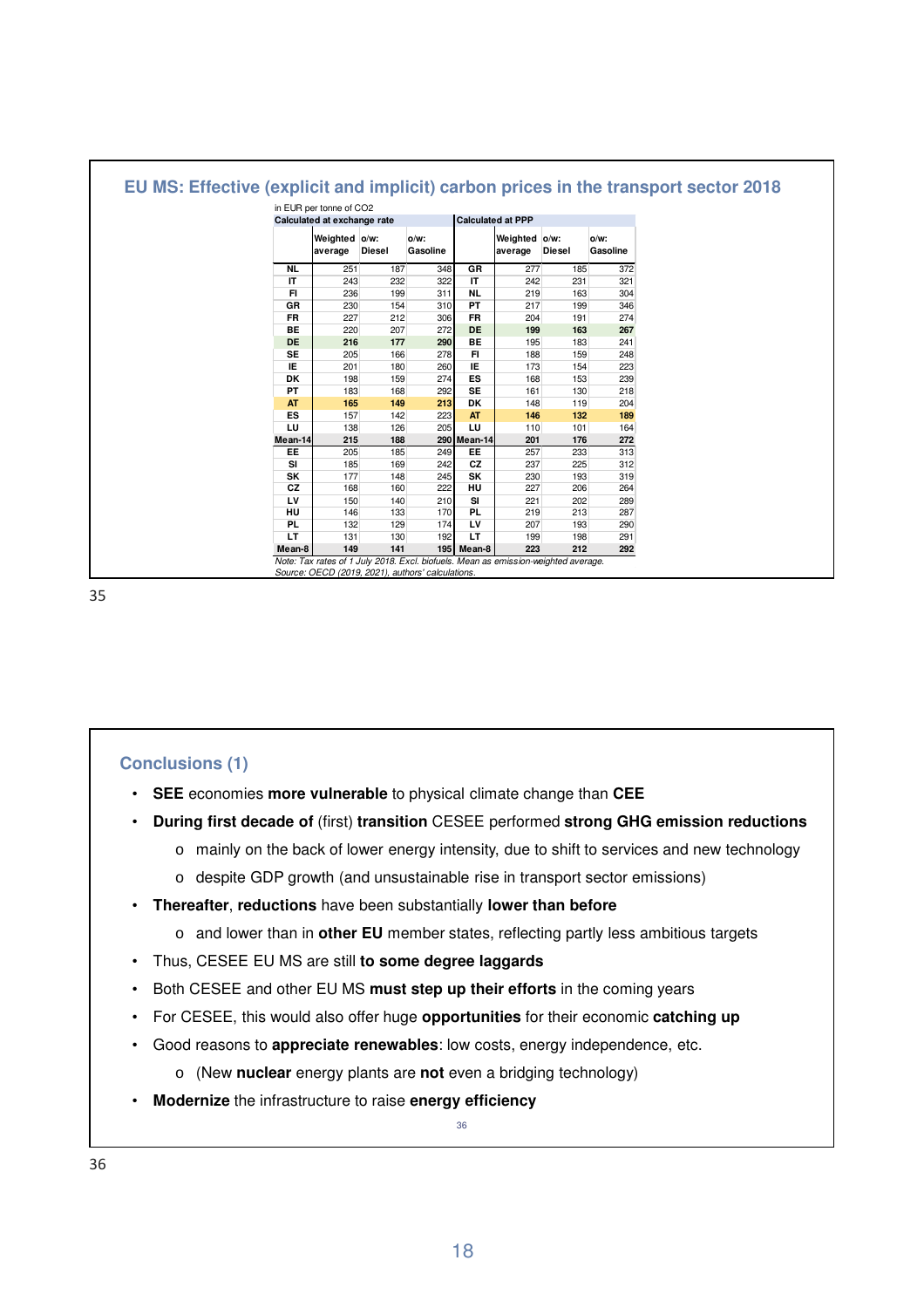## EU MS: Effective (explicit and implicit) carbon prices in the transport sector 2018

in EUR per tonne of $CO_2$

| Calculated at exchange rate | | | | Calculated at PPP | | | |
|---|---|---|---|---|---|---|---|
| | Weighted average | o/w: Diesel | o/w: Gasoline | | Weighted average | o/w: Diesel | o/w: Gasoline |
| **NL** | 251 | 187 | 348 | **GR** | 277 | 185 | 372 |
| **IT** | 243 | 232 | 322 | **IT** | 242 | 231 | 321 |
| **FI** | 236 | 199 | 311 | **NL** | 219 | 163 | 304 |
| **GR** | 230 | 154 | 310 | **PT** | 217 | 199 | 346 |
| **FR** | 227 | 212 | 306 | **FR** | 204 | 191 | 274 |
| **BE** | 220 | 207 | 272 | **DE** | **199** | **163** | **267** |
| **DE** | **216** | **177** | **290** | **BE** | 195 | 183 | 241 |
| **SE** | 205 | 166 | 278 | **FI** | 188 | 159 | 248 |
| **IE** | 201 | 180 | 260 | **IE** | 173 | 154 | 223 |
| **DK** | 198 | 159 | 274 | **ES** | 168 | 153 | 239 |
| **PT** | 183 | 168 | 292 | **SE** | 161 | 130 | 218 |
| **AT** | **165** | **149** | **213** | **DK** | 148 | 119 | 204 |
| **ES** | 157 | 142 | 223 | **AT** | **146** | **132** | **189** |
| **LU** | 138 | 126 | 205 | **LU** | 110 | 101 | 164 |
| **Mean-14** | **215** | **188** | **290** | **Mean-14** | **201** | **176** | **272** |
| **EE** | 205 | 185 | 249 | **EE** | 257 | 233 | 313 |
| **SI** | 185 | 169 | 242 | **CZ** | 237 | 225 | 312 |
| **SK** | 177 | 148 | 245 | **SK** | 230 | 193 | 319 |
| **CZ** | 168 | 160 | 222 | **HU** | 227 | 206 | 264 |
| **LV** | 150 | 140 | 210 | **SI** | 221 | 202 | 289 |
| **HU** | 146 | 133 | 170 | **PL** | 219 | 213 | 287 |
| **PL** | 132 | 129 | 174 | **LV** | 207 | 193 | 290 |
| **LT** | 131 | 130 | 192 | **LT** | 199 | 198 | 291 |
| **Mean-8** | **149** | **141** | **195** | **Mean-8** | **223** | **212** | **292** |

*Note: Tax rates of 1 July 2018. Excl. biofuels. Mean as emission-weighted average.*
*Source: OECD (2019, 2021), authors' calculations.*

## Conclusions (1)

- **SEE** economies **more vulnerable** to physical climate change than **CEE**
- **During first decade of** (first) **transition** CESEE performed **strong GHG emission reductions**
  - mainly on the back of lower energy intensity, due to shift to services and new technology
  - despite GDP growth (and unsustainable rise in transport sector emissions)
- **Thereafter**, **reductions** have been substantially **lower than before**
  - and lower than in **other EU** member states, reflecting partly less ambitious targets
- Thus, CESEE EU MS are still **to some degree laggards**
- Both CESEE and other EU MS **must step up their efforts** in the coming years
- For CESEE, this would also offer huge **opportunities** for their economic **catching up**
- Good reasons to **appreciate renewables**: low costs, energy independence, etc.
  - (New **nuclear** energy plants are **not** even a bridging technology)
- **Modernize** the infrastructure to raise **energy efficiency**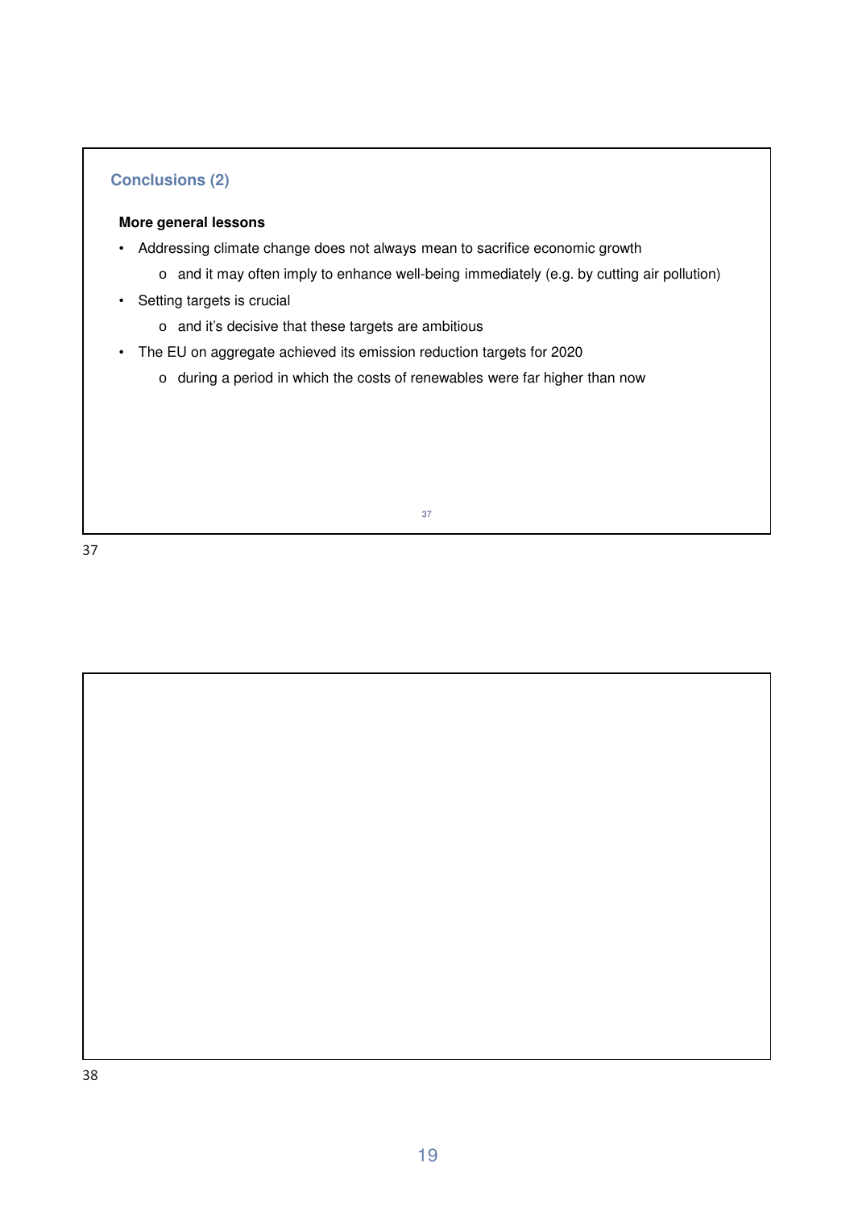## Conclusions (2)

**More general lessons**

- Addressing climate change does not always mean to sacrifice economic growth
  - and it may often imply to enhance well-being immediately (e.g. by cutting air pollution)
- Setting targets is crucial
  - and it's decisive that these targets are ambitious
- The EU on aggregate achieved its emission reduction targets for 2020
  - during a period in which the costs of renewables were far higher than now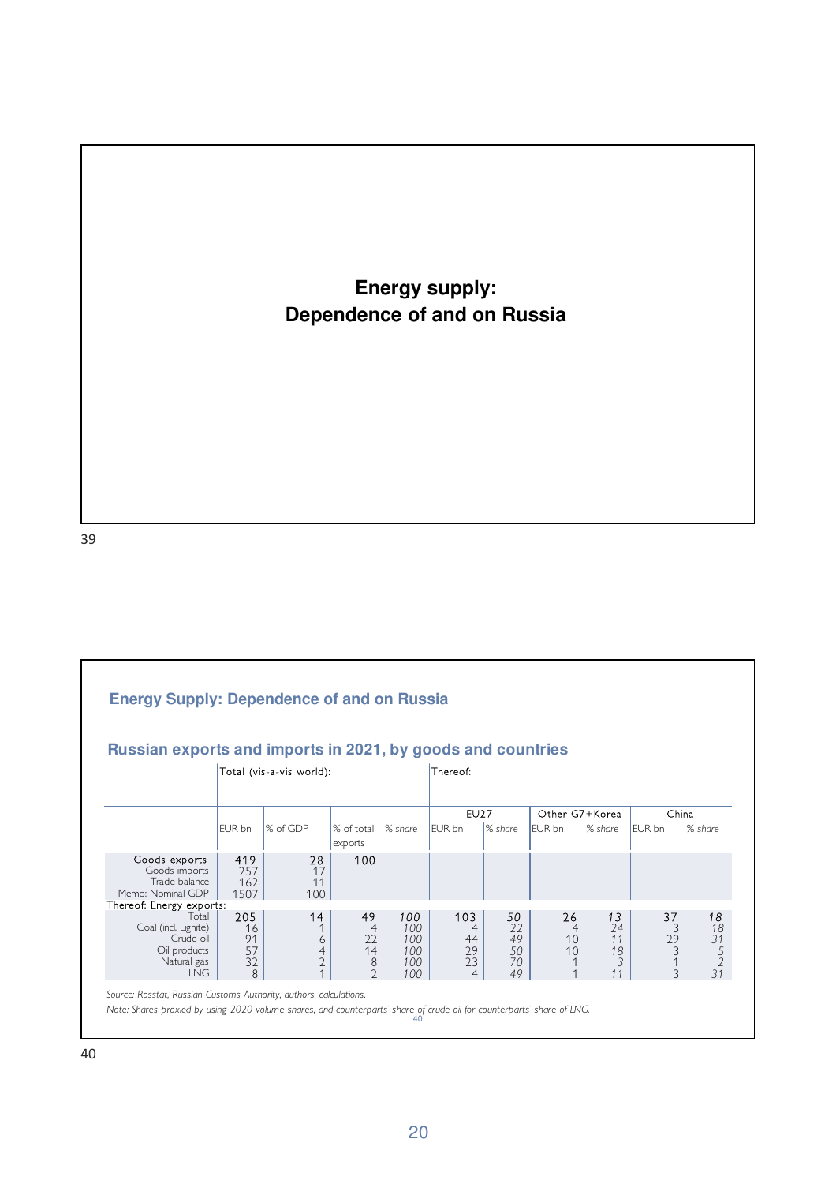# Energy supply: Dependence of and on Russia

## Energy Supply: Dependence of and on Russia

### Russian exports and imports in 2021, by goods and countries

| | Total (vis-a-vis world): | | | | Thereof: | | | | | |
|---|---|---|---|---|---|---|---|---|---|---|
| | | | | | EU27 | | Other G7+Korea | | China | |
| | EUR bn | % of GDP | % of total exports | % share | EUR bn | % share | EUR bn | % share | EUR bn | % share |
| Goods exports | 419 | 28 | 100 | | | | | | | |
| Goods imports | 257 | 17 | | | | | | | | |
| Trade balance | 162 | 11 | | | | | | | | |
| Memo: Nominal GDP | 1507 | 100 | | | | | | | | |
| Thereof: Energy exports: | | | | | | | | | | |
| Total | 205 | 14 | 49 | *100* | 103 | *50* | 26 | *13* | 37 | *18* |
| Coal (incl. Lignite) | 16 | 1 | 4 | *100* | 4 | *22* | 4 | *24* | 3 | *18* |
| Crude oil | 91 | 6 | 22 | *100* | 44 | *49* | 10 | *11* | 29 | *31* |
| Oil products | 57 | 4 | 14 | *100* | 29 | *50* | 10 | *18* | 3 | *5* |
| Natural gas | 32 | 2 | 8 | *100* | 23 | *70* | 1 | *3* | 1 | *2* |
| LNG | 8 | 1 | 2 | *100* | 4 | *49* | 1 | *11* | 3 | *31* |

*Source: Rosstat, Russian Customs Authority, authors' calculations.*

*Note: Shares proxied by using 2020 volume shares, and counterparts' share of crude oil for counterparts' share of LNG.*